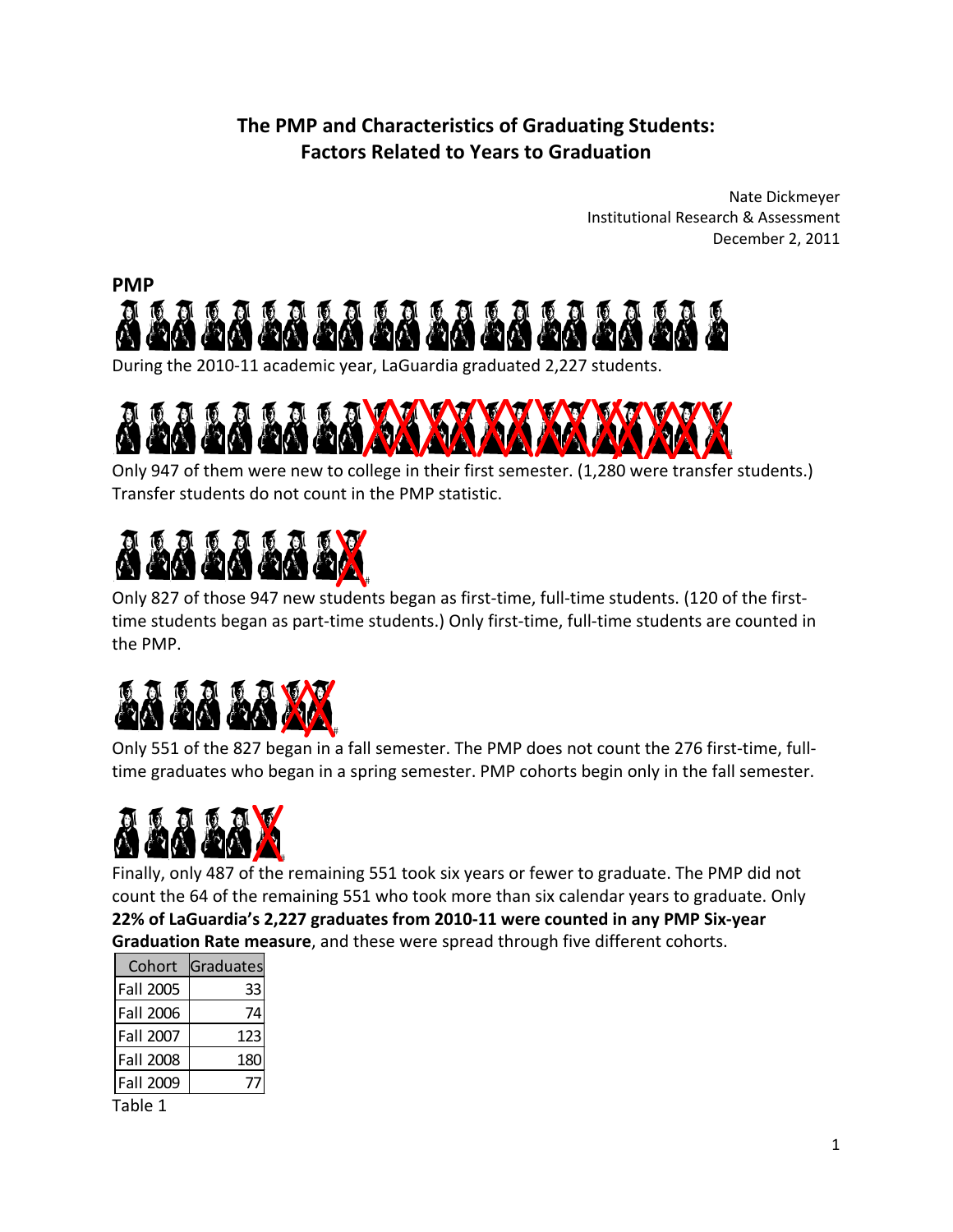# The PMP and Characteristics of Graduating Students: Factors Related to Years to Graduation

Nate Dickmeyer
Institutional Research & Assessment
December 2, 2011

## PMP

During the 2010-11 academic year, LaGuardia graduated 2,227 students.

Only 947 of them were new to college in their first semester. (1,280 were transfer students.) Transfer students do not count in the PMP statistic.

Only 827 of those 947 new students began as first-time, full-time students. (120 of the first-time students began as part-time students.) Only first-time, full-time students are counted in the PMP.

Only 551 of the 827 began in a fall semester. The PMP does not count the 276 first-time, full-time graduates who began in a spring semester. PMP cohorts begin only in the fall semester.

Finally, only 487 of the remaining 551 took six years or fewer to graduate. The PMP did not count the 64 of the remaining 551 who took more than six calendar years to graduate. Only **22% of LaGuardia's 2,227 graduates from 2010-11 were counted in any PMP Six-year Graduation Rate measure**, and these were spread through five different cohorts.

| Cohort | Graduates |
|---|---|
| Fall 2005 | 33 |
| Fall 2006 | 74 |
| Fall 2007 | 123 |
| Fall 2008 | 180 |
| Fall 2009 | 77 |

Table 1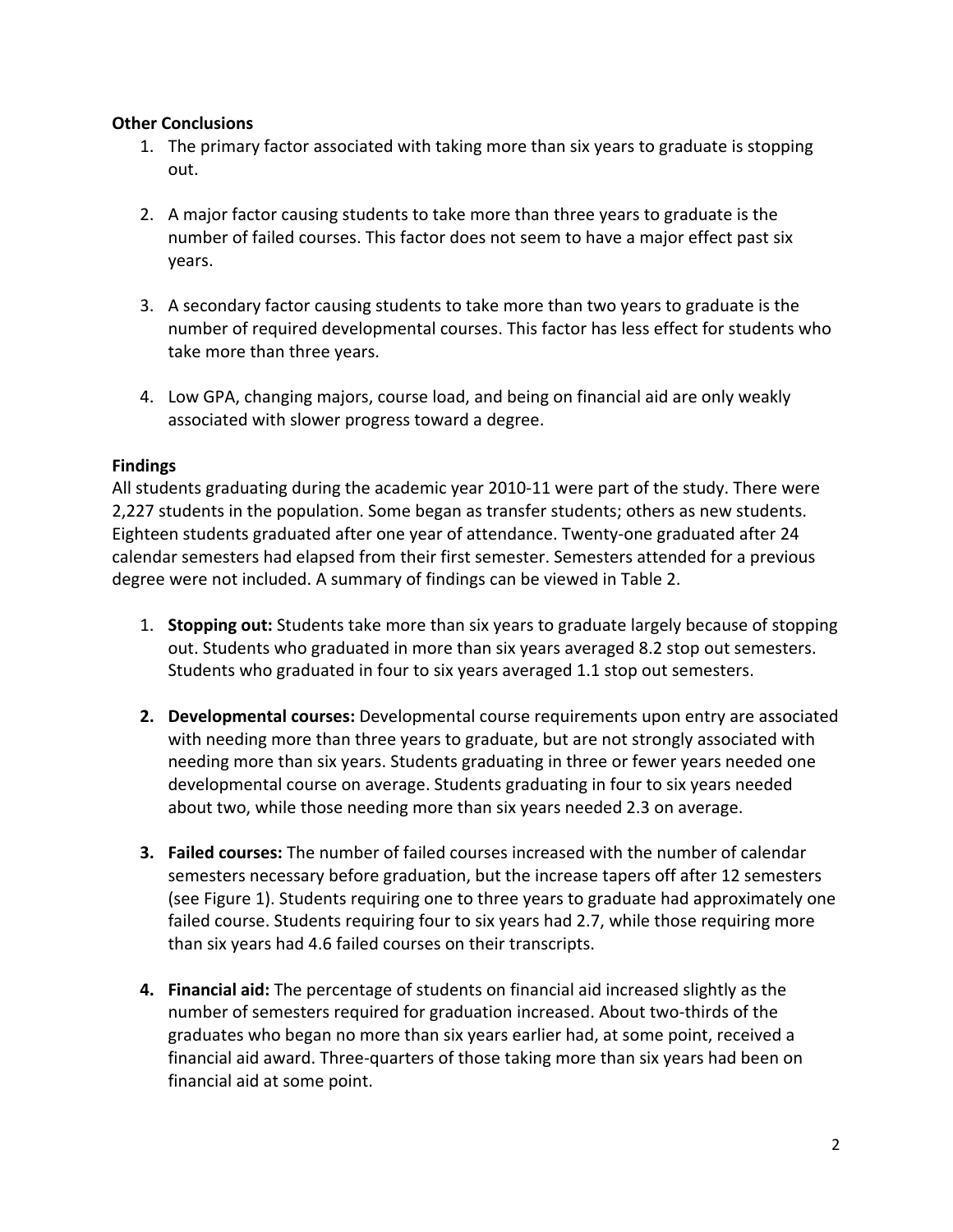**Other Conclusions**

1. The primary factor associated with taking more than six years to graduate is stopping out.

2. A major factor causing students to take more than three years to graduate is the number of failed courses. This factor does not seem to have a major effect past six years.

3. A secondary factor causing students to take more than two years to graduate is the number of required developmental courses. This factor has less effect for students who take more than three years.

4. Low GPA, changing majors, course load, and being on financial aid are only weakly associated with slower progress toward a degree.

**Findings**

All students graduating during the academic year 2010-11 were part of the study. There were 2,227 students in the population. Some began as transfer students; others as new students. Eighteen students graduated after one year of attendance. Twenty-one graduated after 24 calendar semesters had elapsed from their first semester. Semesters attended for a previous degree were not included. A summary of findings can be viewed in Table 2.

1. **Stopping out:** Students take more than six years to graduate largely because of stopping out. Students who graduated in more than six years averaged 8.2 stop out semesters. Students who graduated in four to six years averaged 1.1 stop out semesters.

2. **Developmental courses:** Developmental course requirements upon entry are associated with needing more than three years to graduate, but are not strongly associated with needing more than six years. Students graduating in three or fewer years needed one developmental course on average. Students graduating in four to six years needed about two, while those needing more than six years needed 2.3 on average.

3. **Failed courses:** The number of failed courses increased with the number of calendar semesters necessary before graduation, but the increase tapers off after 12 semesters (see Figure 1). Students requiring one to three years to graduate had approximately one failed course. Students requiring four to six years had 2.7, while those requiring more than six years had 4.6 failed courses on their transcripts.

4. **Financial aid:** The percentage of students on financial aid increased slightly as the number of semesters required for graduation increased. About two-thirds of the graduates who began no more than six years earlier had, at some point, received a financial aid award. Three-quarters of those taking more than six years had been on financial aid at some point.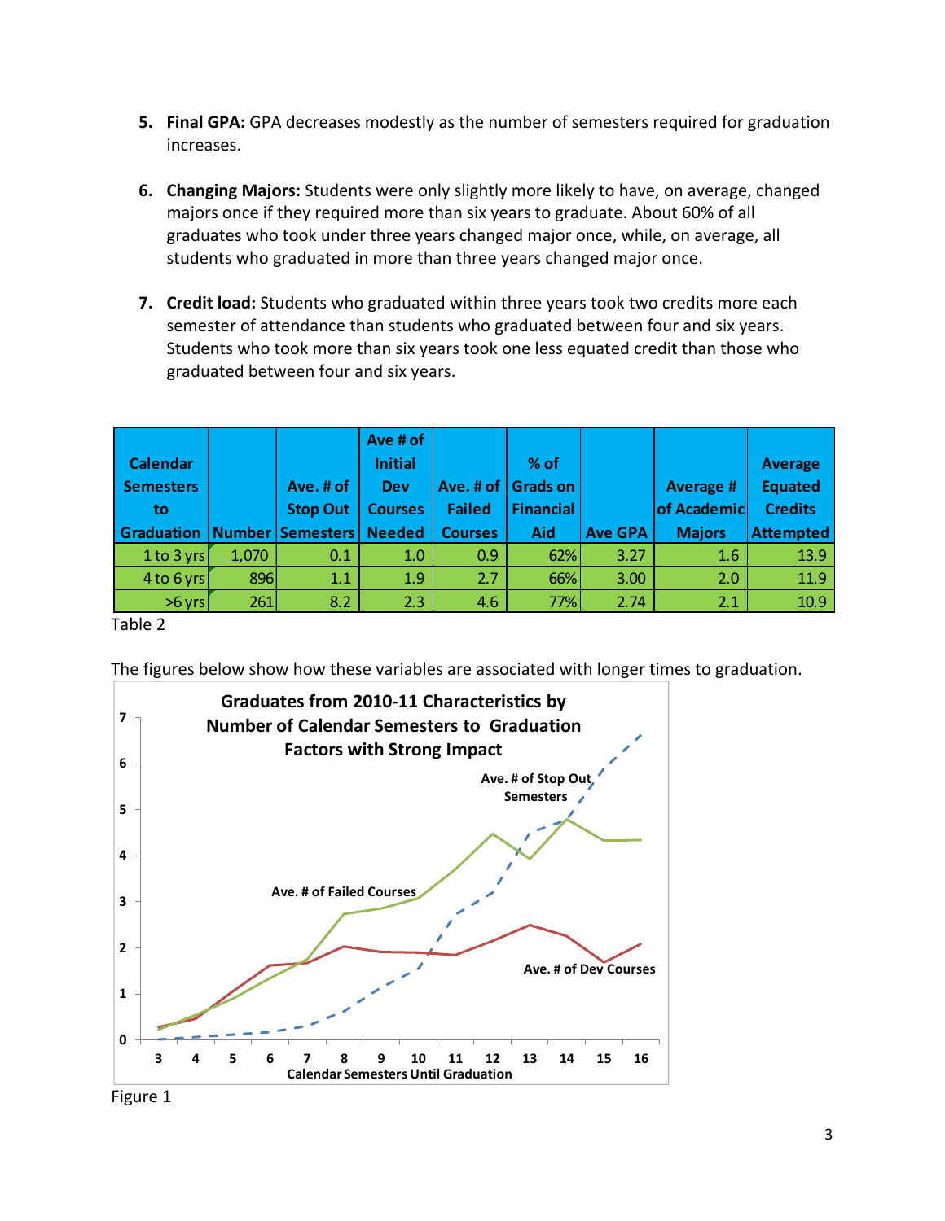5. **Final GPA:** GPA decreases modestly as the number of semesters required for graduation increases.

6. **Changing Majors:** Students were only slightly more likely to have, on average, changed majors once if they required more than six years to graduate. About 60% of all graduates who took under three years changed major once, while, on average, all students who graduated in more than three years changed major once.

7. **Credit load:** Students who graduated within three years took two credits more each semester of attendance than students who graduated between four and six years. Students who took more than six years took one less equated credit than those who graduated between four and six years.

| Calendar Semesters to Graduation | Number | Ave. # of Stop Out Semesters | Ave # of Initial Dev Courses Needed | Ave. # of Failed Courses | % of Grads on Financial Aid | Ave GPA | Average # of Academic Majors | Average Equated Credits Attempted |
|---|---|---|---|---|---|---|---|---|
| 1 to 3 yrs | 1,070 | 0.1 | 1.0 | 0.9 | 62% | 3.27 | 1.6 | 13.9 |
| 4 to 6 yrs | 896 | 1.1 | 1.9 | 2.7 | 66% | 3.00 | 2.0 | 11.9 |
| >6 yrs | 261 | 8.2 | 2.3 | 4.6 | 77% | 2.74 | 2.1 | 10.9 |

Table 2

The figures below show how these variables are associated with longer times to graduation.

Figure 1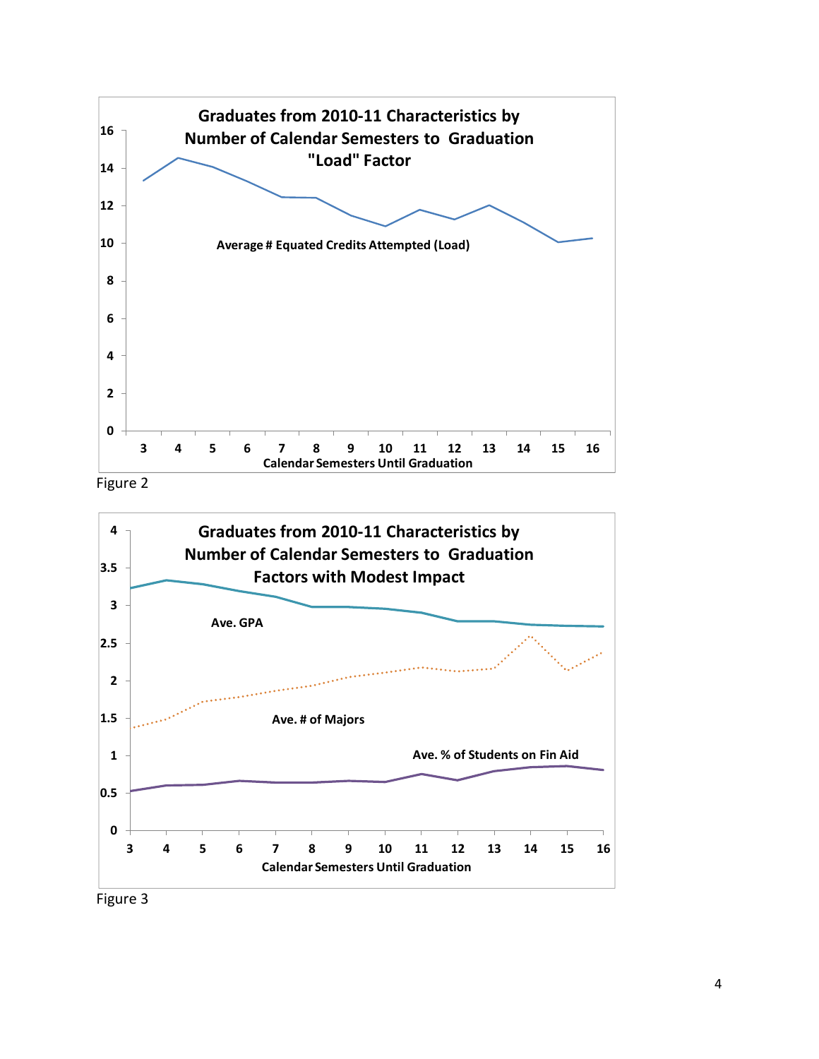Graduates from 2010-11 Characteristics by Number of Calendar Semesters to Graduation "Load" Factor

16
14
12
10
8
6
4
2
0

Average # Equated Credits Attempted (Load)

3 4 5 6 7 8 9 10 11 12 13 14 15 16

Calendar Semesters Until Graduation

Figure 2

Graduates from 2010-11 Characteristics by Number of Calendar Semesters to Graduation Factors with Modest Impact

4
3.5
3
2.5
2
1.5
1
0.5
0

Ave. GPA

Ave. # of Majors

Ave. % of Students on Fin Aid

3 4 5 6 7 8 9 10 11 12 13 14 15 16

Calendar Semesters Until Graduation

Figure 3